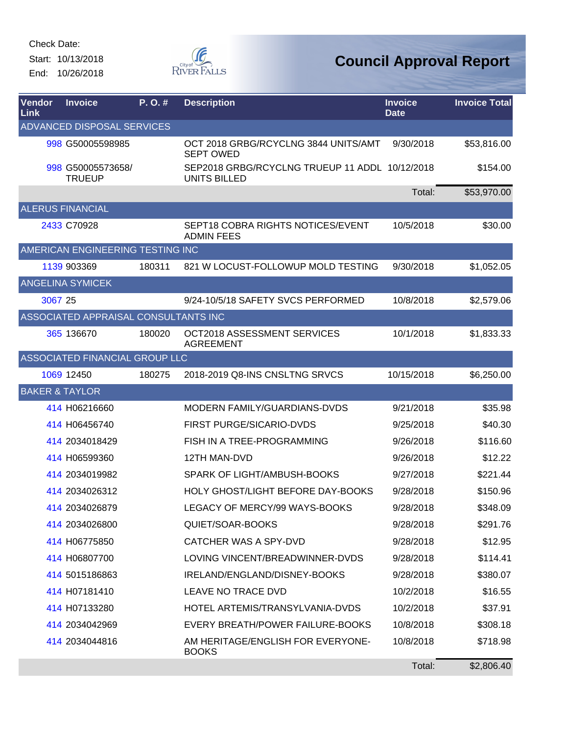Check Date:

Start: 10/13/2018

End: 10/26/2018

# Council Approval Report

| Vendor Link | Invoice | P. O. # | Description | Invoice Date | Invoice Total |
|---|---|---|---|---|---|
| ADVANCED DISPOSAL SERVICES | | | | | |
| 998 | G50005598985 | | OCT 2018 GRBG/RCYCLNG 3844 UNITS/AMT SEPT OWED | 9/30/2018 | $53,816.00 |
| 998 | G50005573658/ TRUEUP | | SEP2018 GRBG/RCYCLNG TRUEUP 11 ADDL UNITS BILLED | 10/12/2018 | $154.00 |
| | | | | Total: | $53,970.00 |
| ALERUS FINANCIAL | | | | | |
| 2433 | C70928 | | SEPT18 COBRA RIGHTS NOTICES/EVENT ADMIN FEES | 10/5/2018 | $30.00 |
| AMERICAN ENGINEERING TESTING INC | | | | | |
| 1139 | 903369 | 180311 | 821 W LOCUST-FOLLOWUP MOLD TESTING | 9/30/2018 | $1,052.05 |
| ANGELINA SYMICEK | | | | | |
| 3067 | 25 | | 9/24-10/5/18 SAFETY SVCS PERFORMED | 10/8/2018 | $2,579.06 |
| ASSOCIATED APPRAISAL CONSULTANTS INC | | | | | |
| 365 | 136670 | 180020 | OCT2018 ASSESSMENT SERVICES AGREEMENT | 10/1/2018 | $1,833.33 |
| ASSOCIATED FINANCIAL GROUP LLC | | | | | |
| 1069 | 12450 | 180275 | 2018-2019 Q8-INS CNSLTNG SRVCS | 10/15/2018 | $6,250.00 |
| BAKER & TAYLOR | | | | | |
| 414 | H06216660 | | MODERN FAMILY/GUARDIANS-DVDS | 9/21/2018 | $35.98 |
| 414 | H06456740 | | FIRST PURGE/SICARIO-DVDS | 9/25/2018 | $40.30 |
| 414 | 2034018429 | | FISH IN A TREE-PROGRAMMING | 9/26/2018 | $116.60 |
| 414 | H06599360 | | 12TH MAN-DVD | 9/26/2018 | $12.22 |
| 414 | 2034019982 | | SPARK OF LIGHT/AMBUSH-BOOKS | 9/27/2018 | $221.44 |
| 414 | 2034026312 | | HOLY GHOST/LIGHT BEFORE DAY-BOOKS | 9/28/2018 | $150.96 |
| 414 | 2034026879 | | LEGACY OF MERCY/99 WAYS-BOOKS | 9/28/2018 | $348.09 |
| 414 | 2034026800 | | QUIET/SOAR-BOOKS | 9/28/2018 | $291.76 |
| 414 | H06775850 | | CATCHER WAS A SPY-DVD | 9/28/2018 | $12.95 |
| 414 | H06807700 | | LOVING VINCENT/BREADWINNER-DVDS | 9/28/2018 | $114.41 |
| 414 | 5015186863 | | IRELAND/ENGLAND/DISNEY-BOOKS | 9/28/2018 | $380.07 |
| 414 | H07181410 | | LEAVE NO TRACE DVD | 10/2/2018 | $16.55 |
| 414 | H07133280 | | HOTEL ARTEMIS/TRANSYLVANIA-DVDS | 10/2/2018 | $37.91 |
| 414 | 2034042969 | | EVERY BREATH/POWER FAILURE-BOOKS | 10/8/2018 | $308.18 |
| 414 | 2034044816 | | AM HERITAGE/ENGLISH FOR EVERYONE-BOOKS | 10/8/2018 | $718.98 |
| | | | | Total: | $2,806.40 |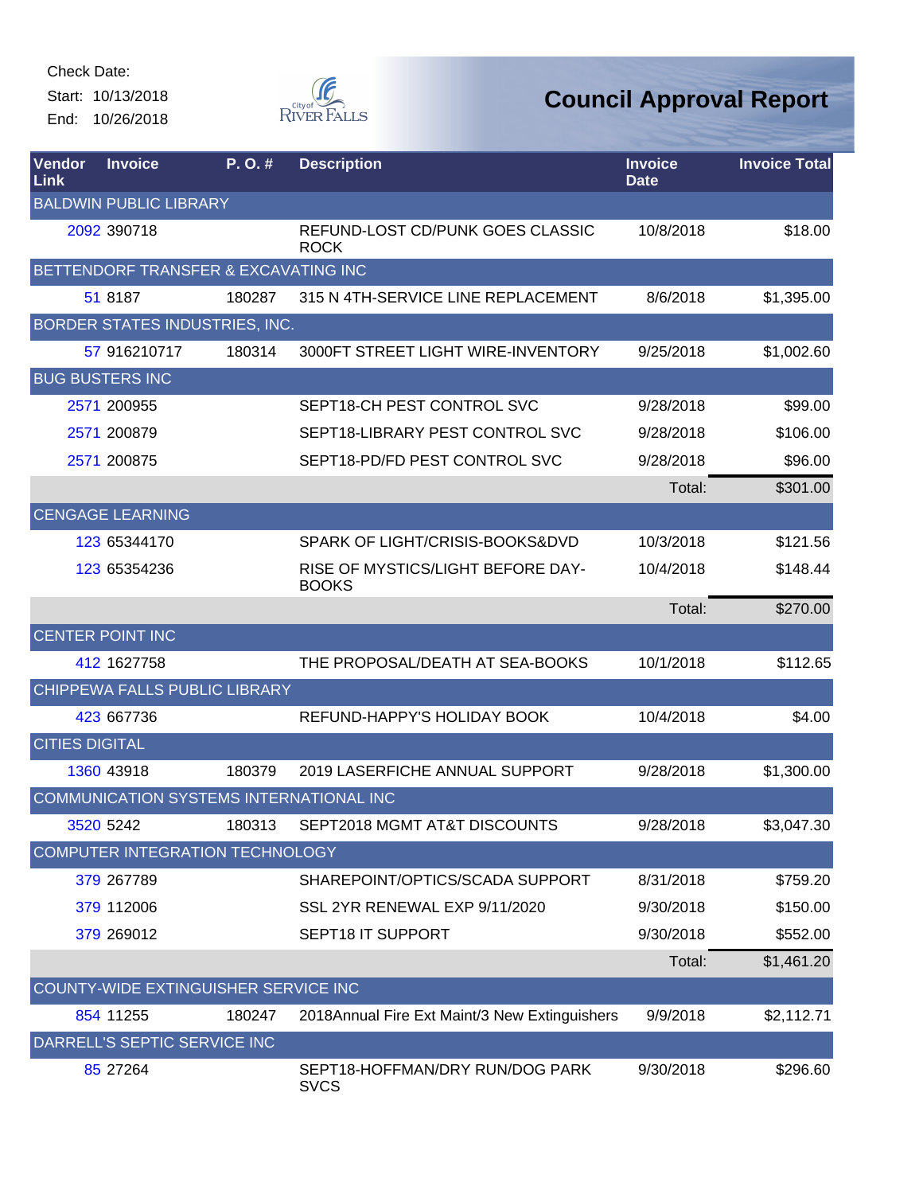Check Date:

Start: 10/13/2018

End: 10/26/2018

# Council Approval Report

| Vendor Link | Invoice | P. O. # | Description | Invoice Date | Invoice Total |
|---|---|---|---|---|---|
| BALDWIN PUBLIC LIBRARY | | | | | |
| 2092 | 390718 | | REFUND-LOST CD/PUNK GOES CLASSIC ROCK | 10/8/2018 | $18.00 |
| BETTENDORF TRANSFER & EXCAVATING INC | | | | | |
| 51 | 8187 | 180287 | 315 N 4TH-SERVICE LINE REPLACEMENT | 8/6/2018 | $1,395.00 |
| BORDER STATES INDUSTRIES, INC. | | | | | |
| 57 | 916210717 | 180314 | 3000FT STREET LIGHT WIRE-INVENTORY | 9/25/2018 | $1,002.60 |
| BUG BUSTERS INC | | | | | |
| 2571 | 200955 | | SEPT18-CH PEST CONTROL SVC | 9/28/2018 | $99.00 |
| 2571 | 200879 | | SEPT18-LIBRARY PEST CONTROL SVC | 9/28/2018 | $106.00 |
| 2571 | 200875 | | SEPT18-PD/FD PEST CONTROL SVC | 9/28/2018 | $96.00 |
| | | | | Total: | $301.00 |
| CENGAGE LEARNING | | | | | |
| 123 | 65344170 | | SPARK OF LIGHT/CRISIS-BOOKS&DVD | 10/3/2018 | $121.56 |
| 123 | 65354236 | | RISE OF MYSTICS/LIGHT BEFORE DAY-BOOKS | 10/4/2018 | $148.44 |
| | | | | Total: | $270.00 |
| CENTER POINT INC | | | | | |
| 412 | 1627758 | | THE PROPOSAL/DEATH AT SEA-BOOKS | 10/1/2018 | $112.65 |
| CHIPPEWA FALLS PUBLIC LIBRARY | | | | | |
| 423 | 667736 | | REFUND-HAPPY'S HOLIDAY BOOK | 10/4/2018 | $4.00 |
| CITIES DIGITAL | | | | | |
| 1360 | 43918 | 180379 | 2019 LASERFICHE ANNUAL SUPPORT | 9/28/2018 | $1,300.00 |
| COMMUNICATION SYSTEMS INTERNATIONAL INC | | | | | |
| 3520 | 5242 | 180313 | SEPT2018 MGMT AT&T DISCOUNTS | 9/28/2018 | $3,047.30 |
| COMPUTER INTEGRATION TECHNOLOGY | | | | | |
| 379 | 267789 | | SHAREPOINT/OPTICS/SCADA SUPPORT | 8/31/2018 | $759.20 |
| 379 | 112006 | | SSL 2YR RENEWAL EXP 9/11/2020 | 9/30/2018 | $150.00 |
| 379 | 269012 | | SEPT18 IT SUPPORT | 9/30/2018 | $552.00 |
| | | | | Total: | $1,461.20 |
| COUNTY-WIDE EXTINGUISHER SERVICE INC | | | | | |
| 854 | 11255 | 180247 | 2018Annual Fire Ext Maint/3 New Extinguishers | 9/9/2018 | $2,112.71 |
| DARRELL'S SEPTIC SERVICE INC | | | | | |
| 85 | 27264 | | SEPT18-HOFFMAN/DRY RUN/DOG PARK SVCS | 9/30/2018 | $296.60 |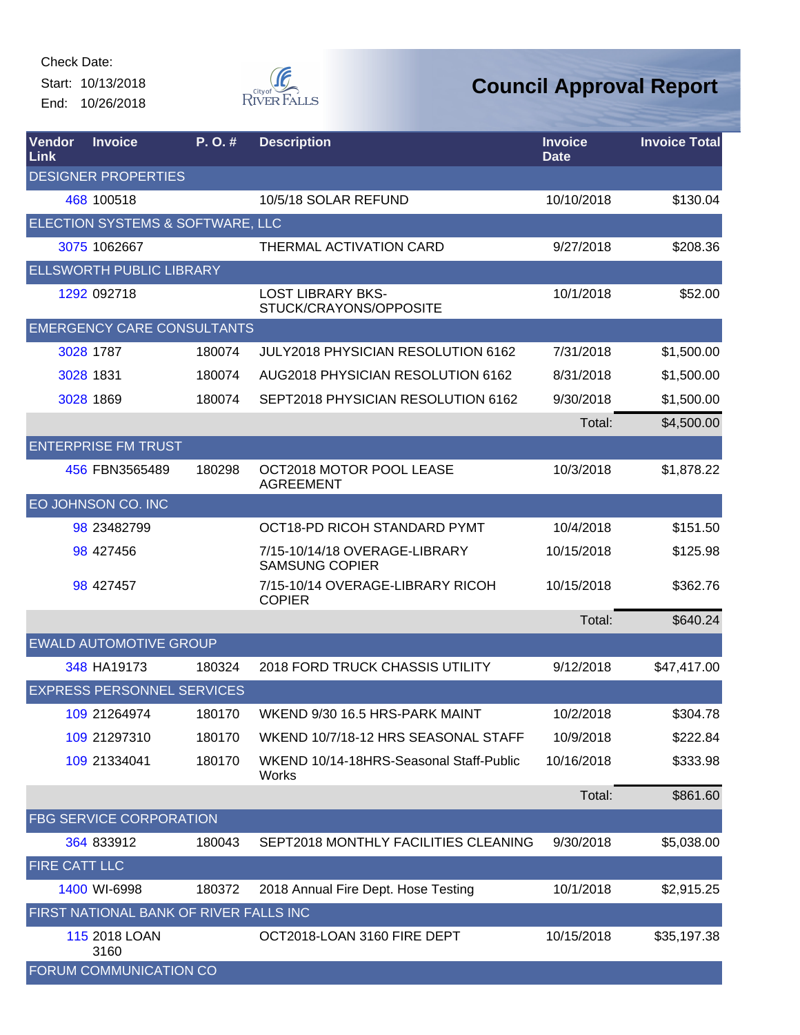Check Date:

Start: 10/13/2018

End: 10/26/2018

# Council Approval Report

| Vendor Link | Invoice | P. O. # | Description | Invoice Date | Invoice Total |
|---|---|---|---|---|---|
| DESIGNER PROPERTIES | | | | | |
| 468 | 100518 | | 10/5/18 SOLAR REFUND | 10/10/2018 | $130.04 |
| ELECTION SYSTEMS & SOFTWARE, LLC | | | | | |
| 3075 | 1062667 | | THERMAL ACTIVATION CARD | 9/27/2018 | $208.36 |
| ELLSWORTH PUBLIC LIBRARY | | | | | |
| 1292 | 092718 | | LOST LIBRARY BKS-STUCK/CRAYONS/OPPOSITE | 10/1/2018 | $52.00 |
| EMERGENCY CARE CONSULTANTS | | | | | |
| 3028 | 1787 | 180074 | JULY2018 PHYSICIAN RESOLUTION 6162 | 7/31/2018 | $1,500.00 |
| 3028 | 1831 | 180074 | AUG2018 PHYSICIAN RESOLUTION 6162 | 8/31/2018 | $1,500.00 |
| 3028 | 1869 | 180074 | SEPT2018 PHYSICIAN RESOLUTION 6162 | 9/30/2018 | $1,500.00 |
| | | | | Total: | $4,500.00 |
| ENTERPRISE FM TRUST | | | | | |
| 456 | FBN3565489 | 180298 | OCT2018 MOTOR POOL LEASE AGREEMENT | 10/3/2018 | $1,878.22 |
| EO JOHNSON CO. INC | | | | | |
| 98 | 23482799 | | OCT18-PD RICOH STANDARD PYMT | 10/4/2018 | $151.50 |
| 98 | 427456 | | 7/15-10/14/18 OVERAGE-LIBRARY SAMSUNG COPIER | 10/15/2018 | $125.98 |
| 98 | 427457 | | 7/15-10/14 OVERAGE-LIBRARY RICOH COPIER | 10/15/2018 | $362.76 |
| | | | | Total: | $640.24 |
| EWALD AUTOMOTIVE GROUP | | | | | |
| 348 | HA19173 | 180324 | 2018 FORD TRUCK CHASSIS UTILITY | 9/12/2018 | $47,417.00 |
| EXPRESS PERSONNEL SERVICES | | | | | |
| 109 | 21264974 | 180170 | WKEND 9/30 16.5 HRS-PARK MAINT | 10/2/2018 | $304.78 |
| 109 | 21297310 | 180170 | WKEND 10/7/18-12 HRS SEASONAL STAFF | 10/9/2018 | $222.84 |
| 109 | 21334041 | 180170 | WKEND 10/14-18HRS-Seasonal Staff-Public Works | 10/16/2018 | $333.98 |
| | | | | Total: | $861.60 |
| FBG SERVICE CORPORATION | | | | | |
| 364 | 833912 | 180043 | SEPT2018 MONTHLY FACILITIES CLEANING | 9/30/2018 | $5,038.00 |
| FIRE CATT LLC | | | | | |
| 1400 | WI-6998 | 180372 | 2018 Annual Fire Dept. Hose Testing | 10/1/2018 | $2,915.25 |
| FIRST NATIONAL BANK OF RIVER FALLS INC | | | | | |
| 115 | 2018 LOAN 3160 | | OCT2018-LOAN 3160 FIRE DEPT | 10/15/2018 | $35,197.38 |
| FORUM COMMUNICATION CO | | | | | |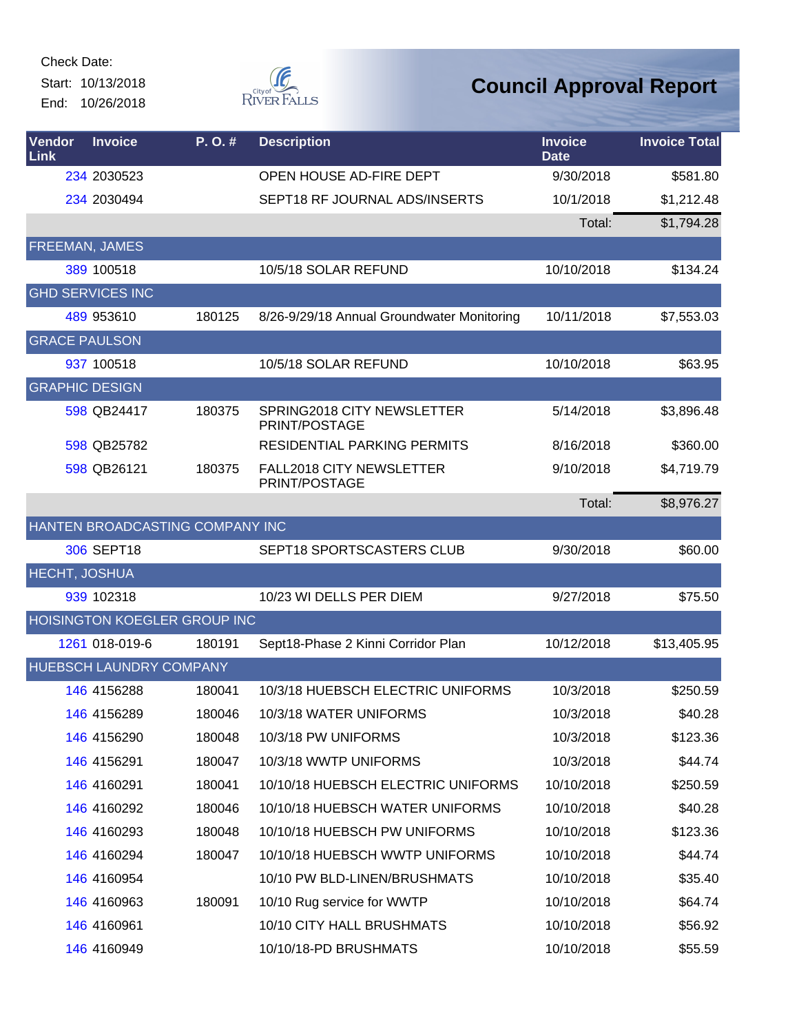Check Date:

Start: 10/13/2018

End: 10/26/2018

# Council Approval Report

| Vendor Link | Invoice | P. O. # | Description | Invoice Date | Invoice Total |
|---|---|---|---|---|---|
| 234 | 2030523 | | OPEN HOUSE AD-FIRE DEPT | 9/30/2018 | $581.80 |
| 234 | 2030494 | | SEPT18 RF JOURNAL ADS/INSERTS | 10/1/2018 | $1,212.48 |
| | | | | Total: | $1,794.28 |
| FREEMAN, JAMES | | | | | |
| 389 | 100518 | | 10/5/18 SOLAR REFUND | 10/10/2018 | $134.24 |
| GHD SERVICES INC | | | | | |
| 489 | 953610 | 180125 | 8/26-9/29/18 Annual Groundwater Monitoring | 10/11/2018 | $7,553.03 |
| GRACE PAULSON | | | | | |
| 937 | 100518 | | 10/5/18 SOLAR REFUND | 10/10/2018 | $63.95 |
| GRAPHIC DESIGN | | | | | |
| 598 | QB24417 | 180375 | SPRING2018 CITY NEWSLETTER PRINT/POSTAGE | 5/14/2018 | $3,896.48 |
| 598 | QB25782 | | RESIDENTIAL PARKING PERMITS | 8/16/2018 | $360.00 |
| 598 | QB26121 | 180375 | FALL2018 CITY NEWSLETTER PRINT/POSTAGE | 9/10/2018 | $4,719.79 |
| | | | | Total: | $8,976.27 |
| HANTEN BROADCASTING COMPANY INC | | | | | |
| 306 | SEPT18 | | SEPT18 SPORTSCASTERS CLUB | 9/30/2018 | $60.00 |
| HECHT, JOSHUA | | | | | |
| 939 | 102318 | | 10/23 WI DELLS PER DIEM | 9/27/2018 | $75.50 |
| HOISINGTON KOEGLER GROUP INC | | | | | |
| 1261 | 018-019-6 | 180191 | Sept18-Phase 2 Kinni Corridor Plan | 10/12/2018 | $13,405.95 |
| HUEBSCH LAUNDRY COMPANY | | | | | |
| 146 | 4156288 | 180041 | 10/3/18 HUEBSCH ELECTRIC UNIFORMS | 10/3/2018 | $250.59 |
| 146 | 4156289 | 180046 | 10/3/18 WATER UNIFORMS | 10/3/2018 | $40.28 |
| 146 | 4156290 | 180048 | 10/3/18 PW UNIFORMS | 10/3/2018 | $123.36 |
| 146 | 4156291 | 180047 | 10/3/18 WWTP UNIFORMS | 10/3/2018 | $44.74 |
| 146 | 4160291 | 180041 | 10/10/18 HUEBSCH ELECTRIC UNIFORMS | 10/10/2018 | $250.59 |
| 146 | 4160292 | 180046 | 10/10/18 HUEBSCH WATER UNIFORMS | 10/10/2018 | $40.28 |
| 146 | 4160293 | 180048 | 10/10/18 HUEBSCH PW UNIFORMS | 10/10/2018 | $123.36 |
| 146 | 4160294 | 180047 | 10/10/18 HUEBSCH WWTP UNIFORMS | 10/10/2018 | $44.74 |
| 146 | 4160954 | | 10/10 PW BLD-LINEN/BRUSHMATS | 10/10/2018 | $35.40 |
| 146 | 4160963 | 180091 | 10/10 Rug service for WWTP | 10/10/2018 | $64.74 |
| 146 | 4160961 | | 10/10 CITY HALL BRUSHMATS | 10/10/2018 | $56.92 |
| 146 | 4160949 | | 10/10/18-PD BRUSHMATS | 10/10/2018 | $55.59 |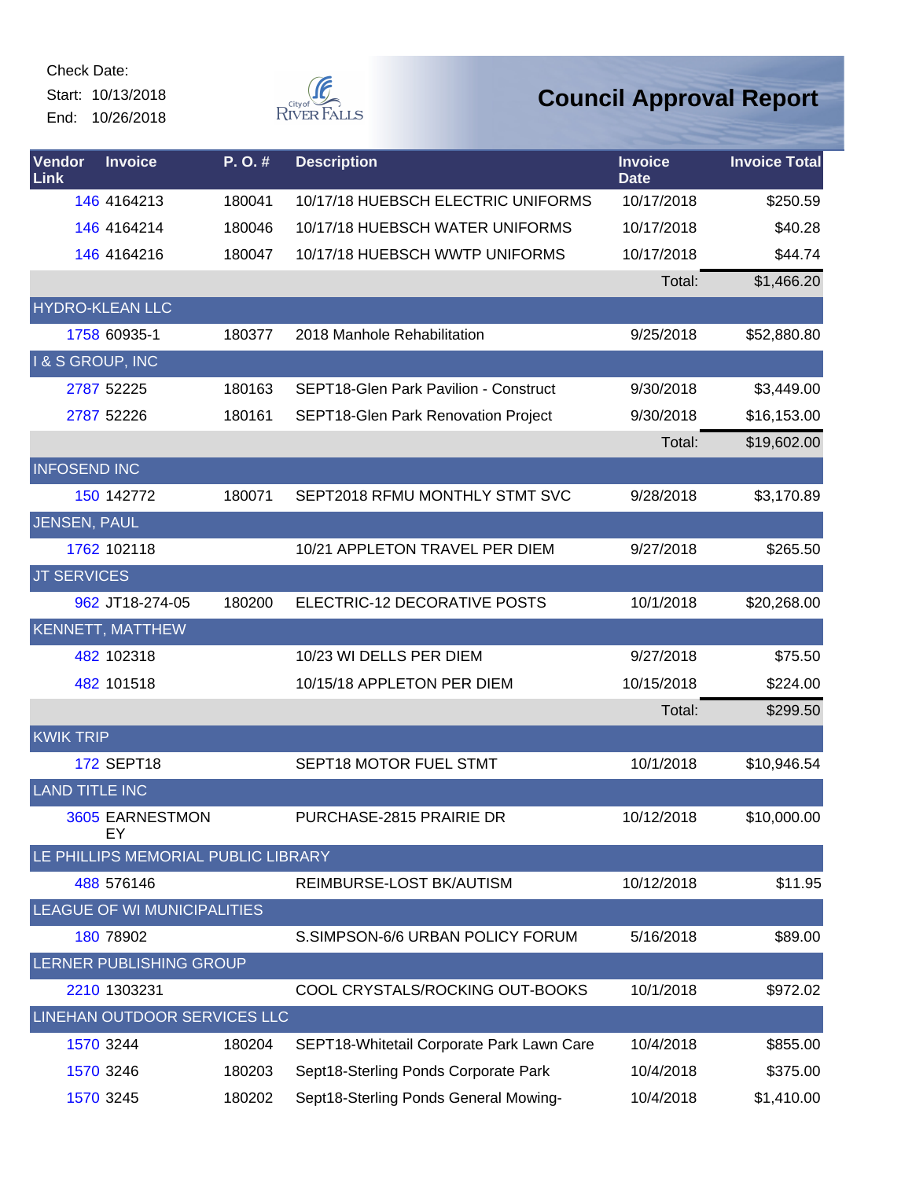Check Date:
Start: 10/13/2018
End: 10/26/2018

# Council Approval Report

| Vendor Link | Invoice | P. O. # | Description | Invoice Date | Invoice Total |
|---|---|---|---|---|---|
| 146 | 4164213 | 180041 | 10/17/18 HUEBSCH ELECTRIC UNIFORMS | 10/17/2018 | $250.59 |
| 146 | 4164214 | 180046 | 10/17/18 HUEBSCH WATER UNIFORMS | 10/17/2018 | $40.28 |
| 146 | 4164216 | 180047 | 10/17/18 HUEBSCH WWTP UNIFORMS | 10/17/2018 | $44.74 |
| | | | | Total: | $1,466.20 |
| HYDRO-KLEAN LLC | | | | | |
| 1758 | 60935-1 | 180377 | 2018 Manhole Rehabilitation | 9/25/2018 | $52,880.80 |
| I & S GROUP, INC | | | | | |
| 2787 | 52225 | 180163 | SEPT18-Glen Park Pavilion - Construct | 9/30/2018 | $3,449.00 |
| 2787 | 52226 | 180161 | SEPT18-Glen Park Renovation Project | 9/30/2018 | $16,153.00 |
| | | | | Total: | $19,602.00 |
| INFOSEND INC | | | | | |
| 150 | 142772 | 180071 | SEPT2018 RFMU MONTHLY STMT SVC | 9/28/2018 | $3,170.89 |
| JENSEN, PAUL | | | | | |
| 1762 | 102118 | | 10/21 APPLETON TRAVEL PER DIEM | 9/27/2018 | $265.50 |
| JT SERVICES | | | | | |
| 962 | JT18-274-05 | 180200 | ELECTRIC-12 DECORATIVE POSTS | 10/1/2018 | $20,268.00 |
| KENNETT, MATTHEW | | | | | |
| 482 | 102318 | | 10/23 WI DELLS PER DIEM | 9/27/2018 | $75.50 |
| 482 | 101518 | | 10/15/18 APPLETON PER DIEM | 10/15/2018 | $224.00 |
| | | | | Total: | $299.50 |
| KWIK TRIP | | | | | |
| 172 | SEPT18 | | SEPT18 MOTOR FUEL STMT | 10/1/2018 | $10,946.54 |
| LAND TITLE INC | | | | | |
| 3605 | EARNESTMONEY | | PURCHASE-2815 PRAIRIE DR | 10/12/2018 | $10,000.00 |
| LE PHILLIPS MEMORIAL PUBLIC LIBRARY | | | | | |
| 488 | 576146 | | REIMBURSE-LOST BK/AUTISM | 10/12/2018 | $11.95 |
| LEAGUE OF WI MUNICIPALITIES | | | | | |
| 180 | 78902 | | S.SIMPSON-6/6 URBAN POLICY FORUM | 5/16/2018 | $89.00 |
| LERNER PUBLISHING GROUP | | | | | |
| 2210 | 1303231 | | COOL CRYSTALS/ROCKING OUT-BOOKS | 10/1/2018 | $972.02 |
| LINEHAN OUTDOOR SERVICES LLC | | | | | |
| 1570 | 3244 | 180204 | SEPT18-Whitetail Corporate Park Lawn Care | 10/4/2018 | $855.00 |
| 1570 | 3246 | 180203 | Sept18-Sterling Ponds Corporate Park | 10/4/2018 | $375.00 |
| 1570 | 3245 | 180202 | Sept18-Sterling Ponds General Mowing- | 10/4/2018 | $1,410.00 |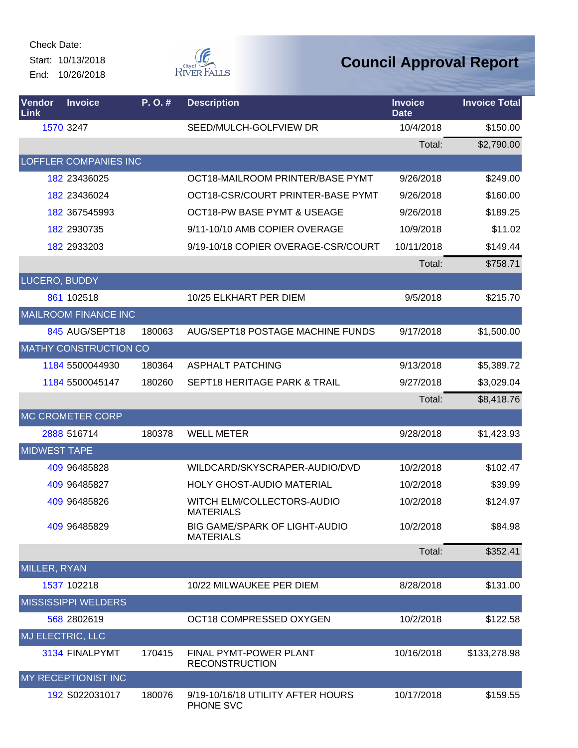Check Date:

Start: 10/13/2018

End: 10/26/2018

# Council Approval Report

| Vendor Link | Invoice | P. O. # | Description | Invoice Date | Invoice Total |
|---|---|---|---|---|---|
| 1570 | 3247 | | SEED/MULCH-GOLFVIEW DR | 10/4/2018 | $150.00 |
| | | | | Total: | $2,790.00 |
| LOFFLER COMPANIES INC | | | | | |
| 182 | 23436025 | | OCT18-MAILROOM PRINTER/BASE PYMT | 9/26/2018 | $249.00 |
| 182 | 23436024 | | OCT18-CSR/COURT PRINTER-BASE PYMT | 9/26/2018 | $160.00 |
| 182 | 367545993 | | OCT18-PW BASE PYMT & USEAGE | 9/26/2018 | $189.25 |
| 182 | 2930735 | | 9/11-10/10 AMB COPIER OVERAGE | 10/9/2018 | $11.02 |
| 182 | 2933203 | | 9/19-10/18 COPIER OVERAGE-CSR/COURT | 10/11/2018 | $149.44 |
| | | | | Total: | $758.71 |
| LUCERO, BUDDY | | | | | |
| 861 | 102518 | | 10/25 ELKHART PER DIEM | 9/5/2018 | $215.70 |
| MAILROOM FINANCE INC | | | | | |
| 845 | AUG/SEPT18 | 180063 | AUG/SEPT18 POSTAGE MACHINE FUNDS | 9/17/2018 | $1,500.00 |
| MATHY CONSTRUCTION CO | | | | | |
| 1184 | 5500044930 | 180364 | ASPHALT PATCHING | 9/13/2018 | $5,389.72 |
| 1184 | 5500045147 | 180260 | SEPT18 HERITAGE PARK & TRAIL | 9/27/2018 | $3,029.04 |
| | | | | Total: | $8,418.76 |
| MC CROMETER CORP | | | | | |
| 2888 | 516714 | 180378 | WELL METER | 9/28/2018 | $1,423.93 |
| MIDWEST TAPE | | | | | |
| 409 | 96485828 | | WILDCARD/SKYSCRAPER-AUDIO/DVD | 10/2/2018 | $102.47 |
| 409 | 96485827 | | HOLY GHOST-AUDIO MATERIAL | 10/2/2018 | $39.99 |
| 409 | 96485826 | | WITCH ELM/COLLECTORS-AUDIO MATERIALS | 10/2/2018 | $124.97 |
| 409 | 96485829 | | BIG GAME/SPARK OF LIGHT-AUDIO MATERIALS | 10/2/2018 | $84.98 |
| | | | | Total: | $352.41 |
| MILLER, RYAN | | | | | |
| 1537 | 102218 | | 10/22 MILWAUKEE PER DIEM | 8/28/2018 | $131.00 |
| MISSISSIPPI WELDERS | | | | | |
| 568 | 2802619 | | OCT18 COMPRESSED OXYGEN | 10/2/2018 | $122.58 |
| MJ ELECTRIC, LLC | | | | | |
| 3134 | FINALPYMT | 170415 | FINAL PYMT-POWER PLANT RECONSTRUCTION | 10/16/2018 | $133,278.98 |
| MY RECEPTIONIST INC | | | | | |
| 192 | S022031017 | 180076 | 9/19-10/16/18 UTILITY AFTER HOURS PHONE SVC | 10/17/2018 | $159.55 |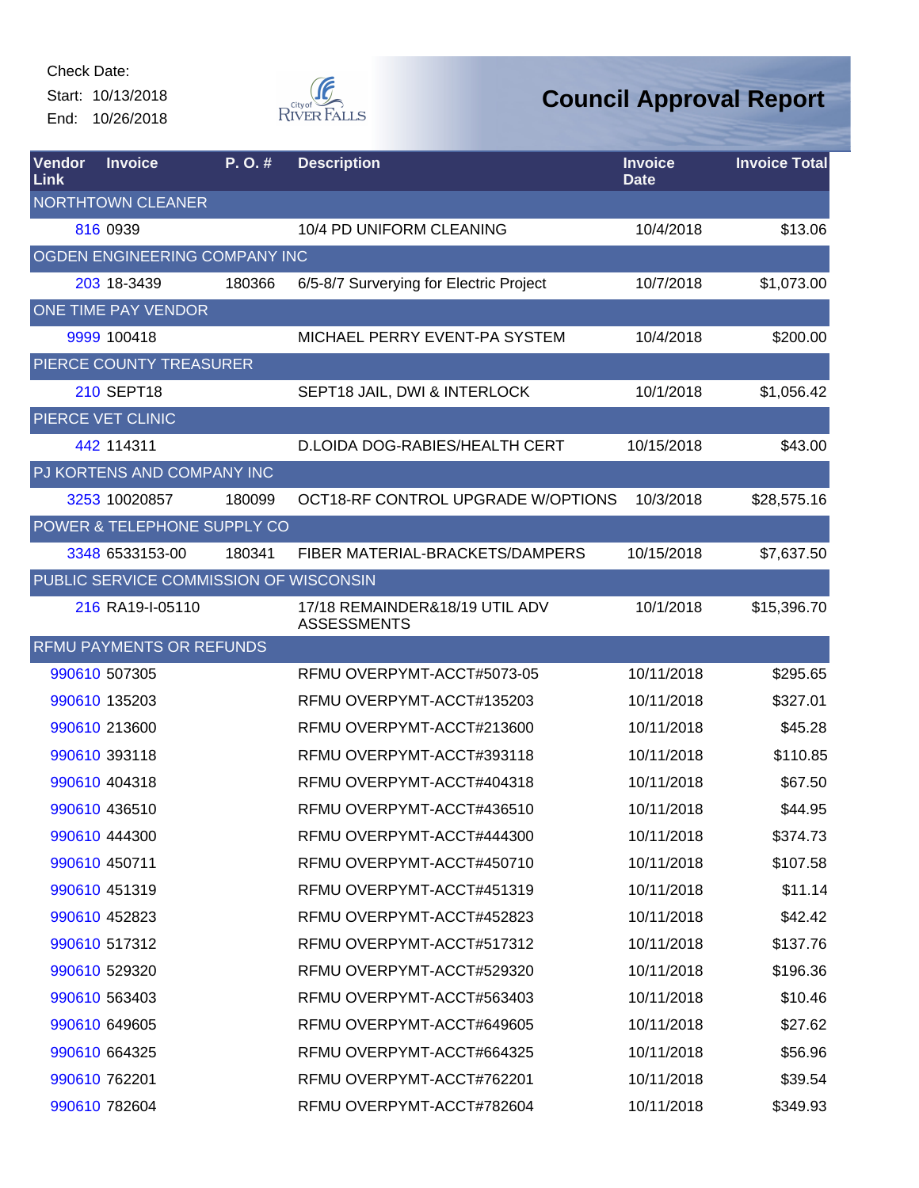Check Date:

Start: 10/13/2018

End: 10/26/2018

# Council Approval Report

| Vendor Link | Invoice | P. O. # | Description | Invoice Date | Invoice Total |
|---|---|---|---|---|---|
| NORTHTOWN CLEANER | | | | | |
| 816 | 0939 | | 10/4 PD UNIFORM CLEANING | 10/4/2018 | $13.06 |
| OGDEN ENGINEERING COMPANY INC | | | | | |
| 203 | 18-3439 | 180366 | 6/5-8/7 Surverying for Electric Project | 10/7/2018 | $1,073.00 |
| ONE TIME PAY VENDOR | | | | | |
| 9999 | 100418 | | MICHAEL PERRY EVENT-PA SYSTEM | 10/4/2018 | $200.00 |
| PIERCE COUNTY TREASURER | | | | | |
| 210 | SEPT18 | | SEPT18 JAIL, DWI & INTERLOCK | 10/1/2018 | $1,056.42 |
| PIERCE VET CLINIC | | | | | |
| 442 | 114311 | | D.LOIDA DOG-RABIES/HEALTH CERT | 10/15/2018 | $43.00 |
| PJ KORTENS AND COMPANY INC | | | | | |
| 3253 | 10020857 | 180099 | OCT18-RF CONTROL UPGRADE W/OPTIONS | 10/3/2018 | $28,575.16 |
| POWER & TELEPHONE SUPPLY CO | | | | | |
| 3348 | 6533153-00 | 180341 | FIBER MATERIAL-BRACKETS/DAMPERS | 10/15/2018 | $7,637.50 |
| PUBLIC SERVICE COMMISSION OF WISCONSIN | | | | | |
| 216 | RA19-I-05110 | | 17/18 REMAINDER&18/19 UTIL ADV ASSESSMENTS | 10/1/2018 | $15,396.70 |
| RFMU PAYMENTS OR REFUNDS | | | | | |
| 990610 | 507305 | | RFMU OVERPYMT-ACCT#5073-05 | 10/11/2018 | $295.65 |
| 990610 | 135203 | | RFMU OVERPYMT-ACCT#135203 | 10/11/2018 | $327.01 |
| 990610 | 213600 | | RFMU OVERPYMT-ACCT#213600 | 10/11/2018 | $45.28 |
| 990610 | 393118 | | RFMU OVERPYMT-ACCT#393118 | 10/11/2018 | $110.85 |
| 990610 | 404318 | | RFMU OVERPYMT-ACCT#404318 | 10/11/2018 | $67.50 |
| 990610 | 436510 | | RFMU OVERPYMT-ACCT#436510 | 10/11/2018 | $44.95 |
| 990610 | 444300 | | RFMU OVERPYMT-ACCT#444300 | 10/11/2018 | $374.73 |
| 990610 | 450711 | | RFMU OVERPYMT-ACCT#450710 | 10/11/2018 | $107.58 |
| 990610 | 451319 | | RFMU OVERPYMT-ACCT#451319 | 10/11/2018 | $11.14 |
| 990610 | 452823 | | RFMU OVERPYMT-ACCT#452823 | 10/11/2018 | $42.42 |
| 990610 | 517312 | | RFMU OVERPYMT-ACCT#517312 | 10/11/2018 | $137.76 |
| 990610 | 529320 | | RFMU OVERPYMT-ACCT#529320 | 10/11/2018 | $196.36 |
| 990610 | 563403 | | RFMU OVERPYMT-ACCT#563403 | 10/11/2018 | $10.46 |
| 990610 | 649605 | | RFMU OVERPYMT-ACCT#649605 | 10/11/2018 | $27.62 |
| 990610 | 664325 | | RFMU OVERPYMT-ACCT#664325 | 10/11/2018 | $56.96 |
| 990610 | 762201 | | RFMU OVERPYMT-ACCT#762201 | 10/11/2018 | $39.54 |
| 990610 | 782604 | | RFMU OVERPYMT-ACCT#782604 | 10/11/2018 | $349.93 |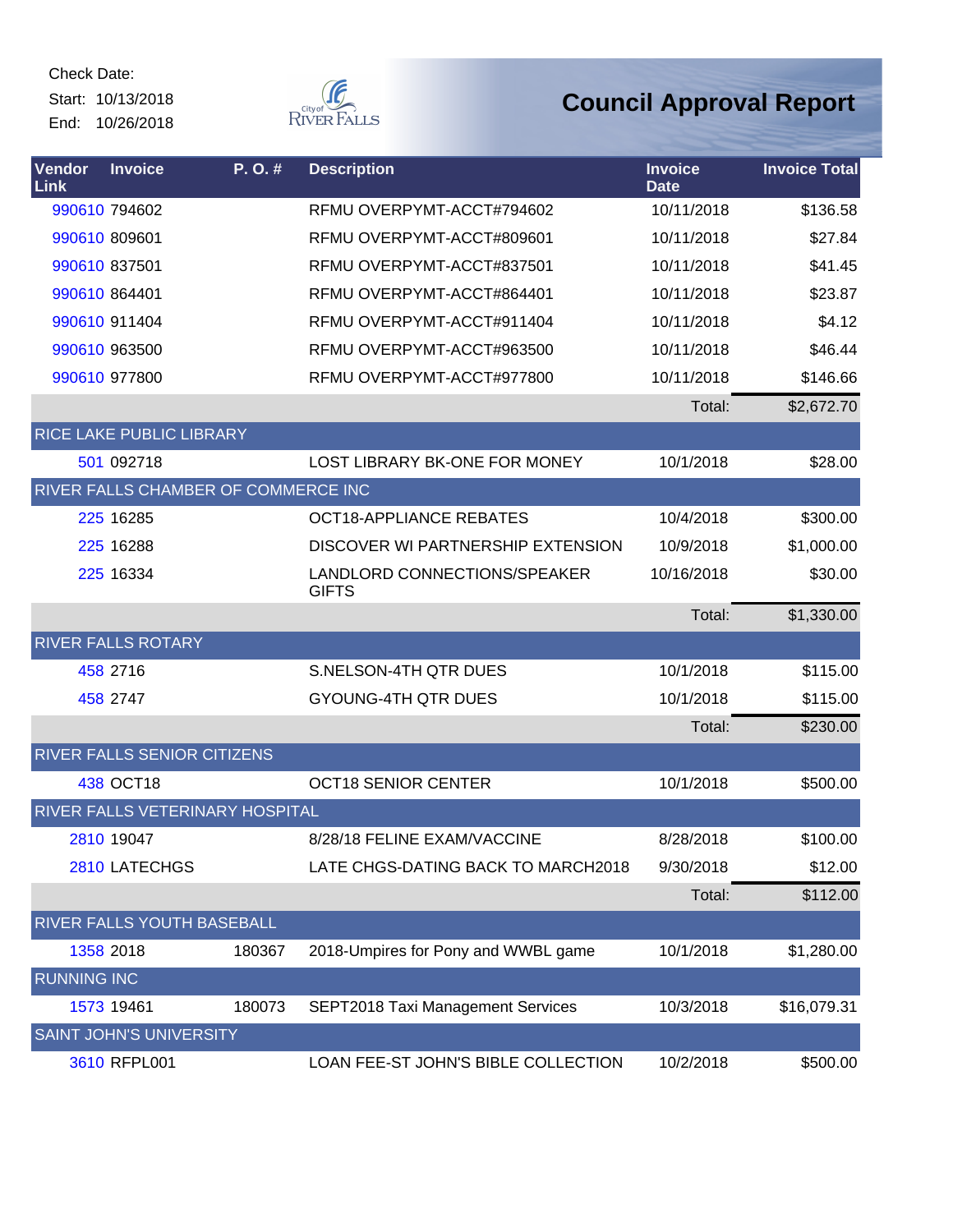Check Date:

Start: 10/13/2018

End: 10/26/2018

# Council Approval Report

| Vendor Link | Invoice | P. O. # | Description | Invoice Date | Invoice Total |
|---|---|---|---|---|---|
| 990610 | 794602 | | RFMU OVERPYMT-ACCT#794602 | 10/11/2018 | $136.58 |
| 990610 | 809601 | | RFMU OVERPYMT-ACCT#809601 | 10/11/2018 | $27.84 |
| 990610 | 837501 | | RFMU OVERPYMT-ACCT#837501 | 10/11/2018 | $41.45 |
| 990610 | 864401 | | RFMU OVERPYMT-ACCT#864401 | 10/11/2018 | $23.87 |
| 990610 | 911404 | | RFMU OVERPYMT-ACCT#911404 | 10/11/2018 | $4.12 |
| 990610 | 963500 | | RFMU OVERPYMT-ACCT#963500 | 10/11/2018 | $46.44 |
| 990610 | 977800 | | RFMU OVERPYMT-ACCT#977800 | 10/11/2018 | $146.66 |
| | | | | Total: | $2,672.70 |
| RICE LAKE PUBLIC LIBRARY | | | | | |
| 501 | 092718 | | LOST LIBRARY BK-ONE FOR MONEY | 10/1/2018 | $28.00 |
| RIVER FALLS CHAMBER OF COMMERCE INC | | | | | |
| 225 | 16285 | | OCT18-APPLIANCE REBATES | 10/4/2018 | $300.00 |
| 225 | 16288 | | DISCOVER WI PARTNERSHIP EXTENSION | 10/9/2018 | $1,000.00 |
| 225 | 16334 | | LANDLORD CONNECTIONS/SPEAKER GIFTS | 10/16/2018 | $30.00 |
| | | | | Total: | $1,330.00 |
| RIVER FALLS ROTARY | | | | | |
| 458 | 2716 | | S.NELSON-4TH QTR DUES | 10/1/2018 | $115.00 |
| 458 | 2747 | | GYOUNG-4TH QTR DUES | 10/1/2018 | $115.00 |
| | | | | Total: | $230.00 |
| RIVER FALLS SENIOR CITIZENS | | | | | |
| 438 | OCT18 | | OCT18 SENIOR CENTER | 10/1/2018 | $500.00 |
| RIVER FALLS VETERINARY HOSPITAL | | | | | |
| 2810 | 19047 | | 8/28/18 FELINE EXAM/VACCINE | 8/28/2018 | $100.00 |
| 2810 | LATECHGS | | LATE CHGS-DATING BACK TO MARCH2018 | 9/30/2018 | $12.00 |
| | | | | Total: | $112.00 |
| RIVER FALLS YOUTH BASEBALL | | | | | |
| 1358 | 2018 | 180367 | 2018-Umpires for Pony and WWBL game | 10/1/2018 | $1,280.00 |
| RUNNING INC | | | | | |
| 1573 | 19461 | 180073 | SEPT2018 Taxi Management Services | 10/3/2018 | $16,079.31 |
| SAINT JOHN'S UNIVERSITY | | | | | |
| 3610 | RFPL001 | | LOAN FEE-ST JOHN'S BIBLE COLLECTION | 10/2/2018 | $500.00 |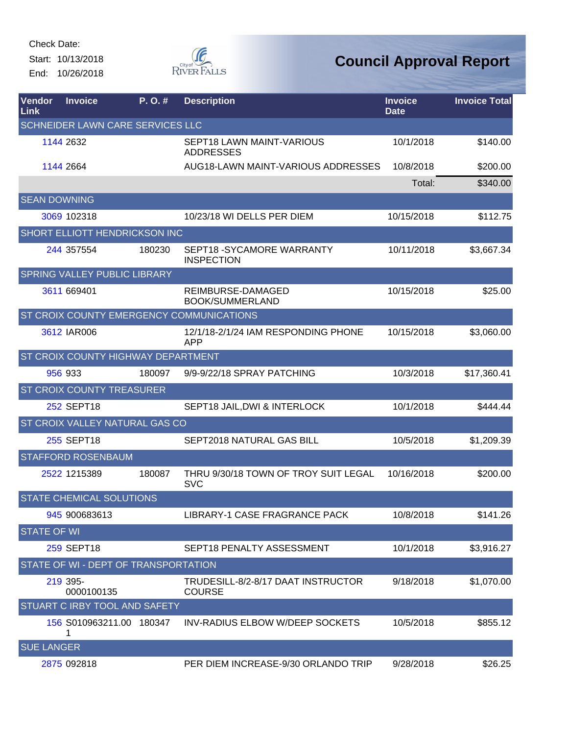Check Date:

Start: 10/13/2018

End: 10/26/2018

# Council Approval Report

| Vendor Link | Invoice | P. O. # | Description | Invoice Date | Invoice Total |
|---|---|---|---|---|---|
| SCHNEIDER LAWN CARE SERVICES LLC | | | | | |
| 1144 | 2632 | | SEPT18 LAWN MAINT-VARIOUS ADDRESSES | 10/1/2018 | $140.00 |
| 1144 | 2664 | | AUG18-LAWN MAINT-VARIOUS ADDRESSES | 10/8/2018 | $200.00 |
| | | | | Total: | $340.00 |
| SEAN DOWNING | | | | | |
| 3069 | 102318 | | 10/23/18 WI DELLS PER DIEM | 10/15/2018 | $112.75 |
| SHORT ELLIOTT HENDRICKSON INC | | | | | |
| 244 | 357554 | 180230 | SEPT18 -SYCAMORE WARRANTY INSPECTION | 10/11/2018 | $3,667.34 |
| SPRING VALLEY PUBLIC LIBRARY | | | | | |
| 3611 | 669401 | | REIMBURSE-DAMAGED BOOK/SUMMERLAND | 10/15/2018 | $25.00 |
| ST CROIX COUNTY EMERGENCY COMMUNICATIONS | | | | | |
| 3612 | IAR006 | | 12/1/18-2/1/24 IAM RESPONDING PHONE APP | 10/15/2018 | $3,060.00 |
| ST CROIX COUNTY HIGHWAY DEPARTMENT | | | | | |
| 956 | 933 | 180097 | 9/9-9/22/18 SPRAY PATCHING | 10/3/2018 | $17,360.41 |
| ST CROIX COUNTY TREASURER | | | | | |
| 252 | SEPT18 | | SEPT18 JAIL,DWI & INTERLOCK | 10/1/2018 | $444.44 |
| ST CROIX VALLEY NATURAL GAS CO | | | | | |
| 255 | SEPT18 | | SEPT2018 NATURAL GAS BILL | 10/5/2018 | $1,209.39 |
| STAFFORD ROSENBAUM | | | | | |
| 2522 | 1215389 | 180087 | THRU 9/30/18 TOWN OF TROY SUIT LEGAL SVC | 10/16/2018 | $200.00 |
| STATE CHEMICAL SOLUTIONS | | | | | |
| 945 | 900683613 | | LIBRARY-1 CASE FRAGRANCE PACK | 10/8/2018 | $141.26 |
| STATE OF WI | | | | | |
| 259 | SEPT18 | | SEPT18 PENALTY ASSESSMENT | 10/1/2018 | $3,916.27 |
| STATE OF WI - DEPT OF TRANSPORTATION | | | | | |
| 219 | 395-0000100135 | | TRUDESILL-8/2-8/17 DAAT INSTRUCTOR COURSE | 9/18/2018 | $1,070.00 |
| STUART C IRBY TOOL AND SAFETY | | | | | |
| 156 | S010963211.001 | 180347 | INV-RADIUS ELBOW W/DEEP SOCKETS | 10/5/2018 | $855.12 |
| SUE LANGER | | | | | |
| 2875 | 092818 | | PER DIEM INCREASE-9/30 ORLANDO TRIP | 9/28/2018 | $26.25 |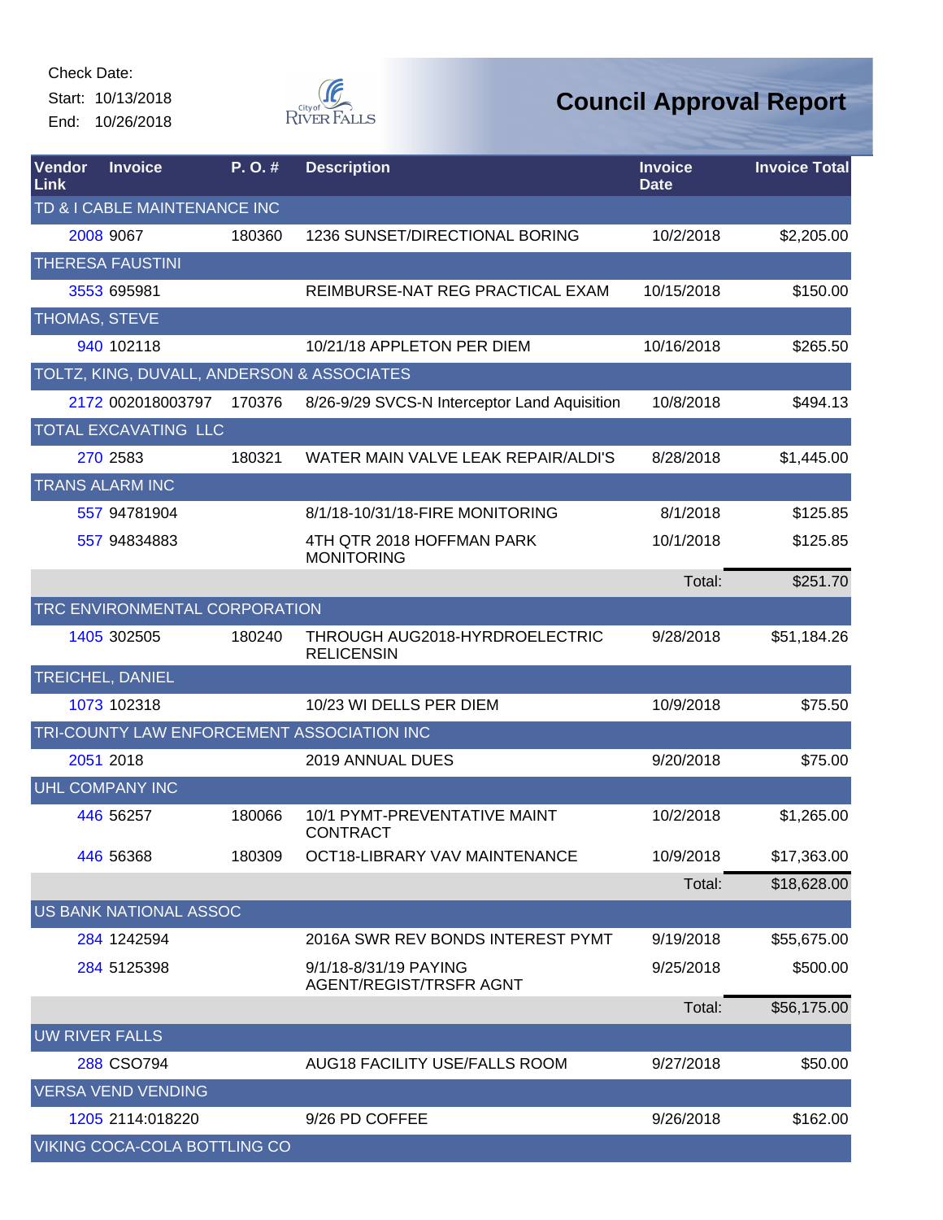Check Date:

Start: 10/13/2018

End: 10/26/2018

# Council Approval Report

| Vendor Link | Invoice | P. O. # | Description | Invoice Date | Invoice Total |
|---|---|---|---|---|---|
| TD & I CABLE MAINTENANCE INC | | | | | |
| 2008 | 9067 | 180360 | 1236 SUNSET/DIRECTIONAL BORING | 10/2/2018 | $2,205.00 |
| THERESA FAUSTINI | | | | | |
| 3553 | 695981 | | REIMBURSE-NAT REG PRACTICAL EXAM | 10/15/2018 | $150.00 |
| THOMAS, STEVE | | | | | |
| 940 | 102118 | | 10/21/18 APPLETON PER DIEM | 10/16/2018 | $265.50 |
| TOLTZ, KING, DUVALL, ANDERSON & ASSOCIATES | | | | | |
| 2172 | 002018003797 | 170376 | 8/26-9/29 SVCS-N Interceptor Land Aquisition | 10/8/2018 | $494.13 |
| TOTAL EXCAVATING LLC | | | | | |
| 270 | 2583 | 180321 | WATER MAIN VALVE LEAK REPAIR/ALDI'S | 8/28/2018 | $1,445.00 |
| TRANS ALARM INC | | | | | |
| 557 | 94781904 | | 8/1/18-10/31/18-FIRE MONITORING | 8/1/2018 | $125.85 |
| 557 | 94834883 | | 4TH QTR 2018 HOFFMAN PARK MONITORING | 10/1/2018 | $125.85 |
| | | | | Total: | $251.70 |
| TRC ENVIRONMENTAL CORPORATION | | | | | |
| 1405 | 302505 | 180240 | THROUGH AUG2018-HYRDROELECTRIC RELICENSIN | 9/28/2018 | $51,184.26 |
| TREICHEL, DANIEL | | | | | |
| 1073 | 102318 | | 10/23 WI DELLS PER DIEM | 10/9/2018 | $75.50 |
| TRI-COUNTY LAW ENFORCEMENT ASSOCIATION INC | | | | | |
| 2051 | 2018 | | 2019 ANNUAL DUES | 9/20/2018 | $75.00 |
| UHL COMPANY INC | | | | | |
| 446 | 56257 | 180066 | 10/1 PYMT-PREVENTATIVE MAINT CONTRACT | 10/2/2018 | $1,265.00 |
| 446 | 56368 | 180309 | OCT18-LIBRARY VAV MAINTENANCE | 10/9/2018 | $17,363.00 |
| | | | | Total: | $18,628.00 |
| US BANK NATIONAL ASSOC | | | | | |
| 284 | 1242594 | | 2016A SWR REV BONDS INTEREST PYMT | 9/19/2018 | $55,675.00 |
| 284 | 5125398 | | 9/1/18-8/31/19 PAYING AGENT/REGIST/TRSFR AGNT | 9/25/2018 | $500.00 |
| | | | | Total: | $56,175.00 |
| UW RIVER FALLS | | | | | |
| 288 | CSO794 | | AUG18 FACILITY USE/FALLS ROOM | 9/27/2018 | $50.00 |
| VERSA VEND VENDING | | | | | |
| 1205 | 2114:018220 | | 9/26 PD COFFEE | 9/26/2018 | $162.00 |
| VIKING COCA-COLA BOTTLING CO | | | | | |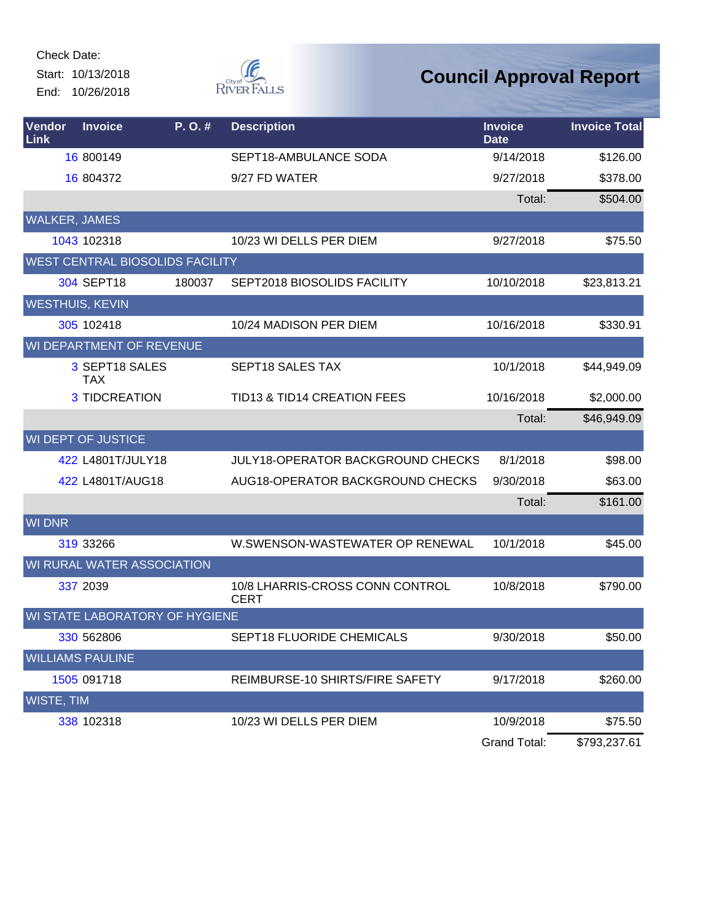Check Date:
Start: 10/13/2018
End: 10/26/2018

# Council Approval Report

| Vendor Link | Invoice | P. O. # | Description | Invoice Date | Invoice Total |
|---|---|---|---|---|---|
| 16 | 800149 | | SEPT18-AMBULANCE SODA | 9/14/2018 | $126.00 |
| 16 | 804372 | | 9/27 FD WATER | 9/27/2018 | $378.00 |
| | | | | Total: | $504.00 |
| WALKER, JAMES | | | | | |
| 1043 | 102318 | | 10/23 WI DELLS PER DIEM | 9/27/2018 | $75.50 |
| WEST CENTRAL BIOSOLIDS FACILITY | | | | | |
| 304 | SEPT18 | 180037 | SEPT2018 BIOSOLIDS FACILITY | 10/10/2018 | $23,813.21 |
| WESTHUIS, KEVIN | | | | | |
| 305 | 102418 | | 10/24 MADISON PER DIEM | 10/16/2018 | $330.91 |
| WI DEPARTMENT OF REVENUE | | | | | |
| 3 | SEPT18 SALES TAX | | SEPT18 SALES TAX | 10/1/2018 | $44,949.09 |
| 3 | TIDCREATION | | TID13 & TID14 CREATION FEES | 10/16/2018 | $2,000.00 |
| | | | | Total: | $46,949.09 |
| WI DEPT OF JUSTICE | | | | | |
| 422 | L4801T/JULY18 | | JULY18-OPERATOR BACKGROUND CHECKS | 8/1/2018 | $98.00 |
| 422 | L4801T/AUG18 | | AUG18-OPERATOR BACKGROUND CHECKS | 9/30/2018 | $63.00 |
| | | | | Total: | $161.00 |
| WI DNR | | | | | |
| 319 | 33266 | | W.SWENSON-WASTEWATER OP RENEWAL | 10/1/2018 | $45.00 |
| WI RURAL WATER ASSOCIATION | | | | | |
| 337 | 2039 | | 10/8 LHARRIS-CROSS CONN CONTROL CERT | 10/8/2018 | $790.00 |
| WI STATE LABORATORY OF HYGIENE | | | | | |
| 330 | 562806 | | SEPT18 FLUORIDE CHEMICALS | 9/30/2018 | $50.00 |
| WILLIAMS PAULINE | | | | | |
| 1505 | 091718 | | REIMBURSE-10 SHIRTS/FIRE SAFETY | 9/17/2018 | $260.00 |
| WISTE, TIM | | | | | |
| 338 | 102318 | | 10/23 WI DELLS PER DIEM | 10/9/2018 | $75.50 |
| | | | | Grand Total: | $793,237.61 |